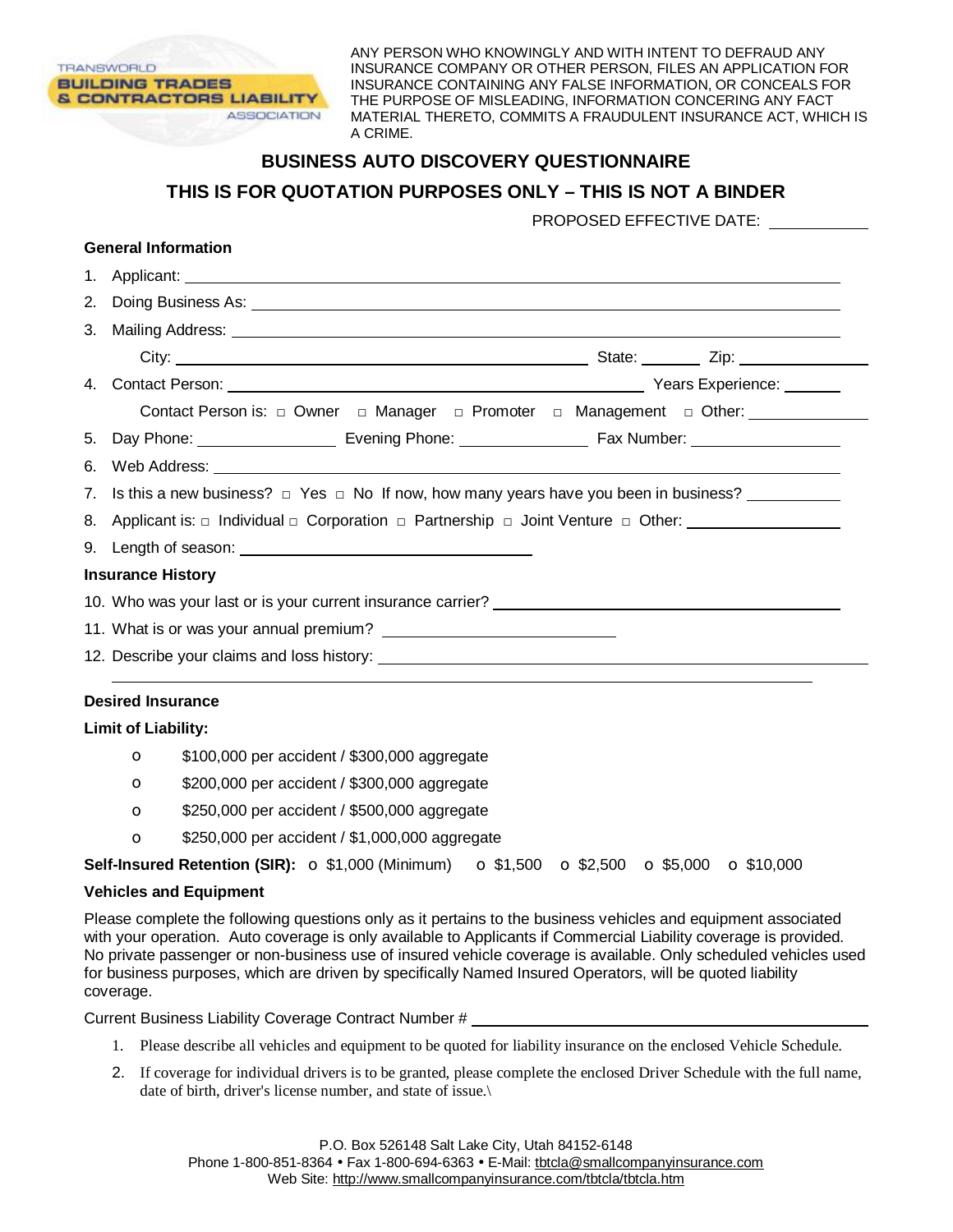ANY PERSON WHO KNOWINGLY AND WITH INTENT TO DEFRAUD ANY INSURANCE COMPANY OR OTHER PERSON, FILES AN APPLICATION FOR INSURANCE CONTAINING ANY FALSE INFORMATION, OR CONCEALS FOR THE PURPOSE OF MISLEADING, INFORMATION CONCERING ANY FACT MATERIAL THERETO, COMMITS A FRAUDULENT INSURANCE ACT, WHICH IS A CRIME.

# BUSINESS AUTO DISCOVERY QUESTIONNAIRE

## THIS IS FOR QUOTATION PURPOSES ONLY – THIS IS NOT A BINDER

PROPOSED EFFECTIVE DATE: ____________

**General Information**

1. Applicant: ______________________________
2. Doing Business As: ______________________________
3. Mailing Address: ______________________________
   City: ______________________________ State: ________ Zip: ____________
4. Contact Person: ______________________________ Years Experience: ________
   Contact Person is: □ Owner □ Manager □ Promoter □ Management □ Other: ____________
5. Day Phone: ____________ Evening Phone: ____________ Fax Number: ____________
6. Web Address: ______________________________
7. Is this a new business? □ Yes □ No If now, how many years have you been in business? ____________
8. Applicant is: □ Individual □ Corporation □ Partnership □ Joint Venture □ Other: ____________
9. Length of season: ______________________________

**Insurance History**

10. Who was your last or is your current insurance carrier? ______________________________
11. What is or was your annual premium? ______________________________
12. Describe your claims and loss history: ______________________________

**Desired Insurance**

**Limit of Liability:**

- o $100,000 per accident / $300,000 aggregate
- o $200,000 per accident / $300,000 aggregate
- o $250,000 per accident / $500,000 aggregate
- o $250,000 per accident / $1,000,000 aggregate

**Self-Insured Retention (SIR):** o $1,000 (Minimum) o $1,500 o $2,500 o $5,000 o $10,000

**Vehicles and Equipment**

Please complete the following questions only as it pertains to the business vehicles and equipment associated with your operation. Auto coverage is only available to Applicants if Commercial Liability coverage is provided. No private passenger or non-business use of insured vehicle coverage is available. Only scheduled vehicles used for business purposes, which are driven by specifically Named Insured Operators, will be quoted liability coverage.

Current Business Liability Coverage Contract Number # ______________________________

1. Please describe all vehicles and equipment to be quoted for liability insurance on the enclosed Vehicle Schedule.
2. If coverage for individual drivers is to be granted, please complete the enclosed Driver Schedule with the full name, date of birth, driver's license number, and state of issue.\

P.O. Box 526148 Salt Lake City, Utah 84152-6148
Phone 1-800-851-8364 • Fax 1-800-694-6363 • E-Mail: tbtcla@smallcompanyinsurance.com
Web Site: http://www.smallcompanyinsurance.com/tbtcla/tbtcla.htm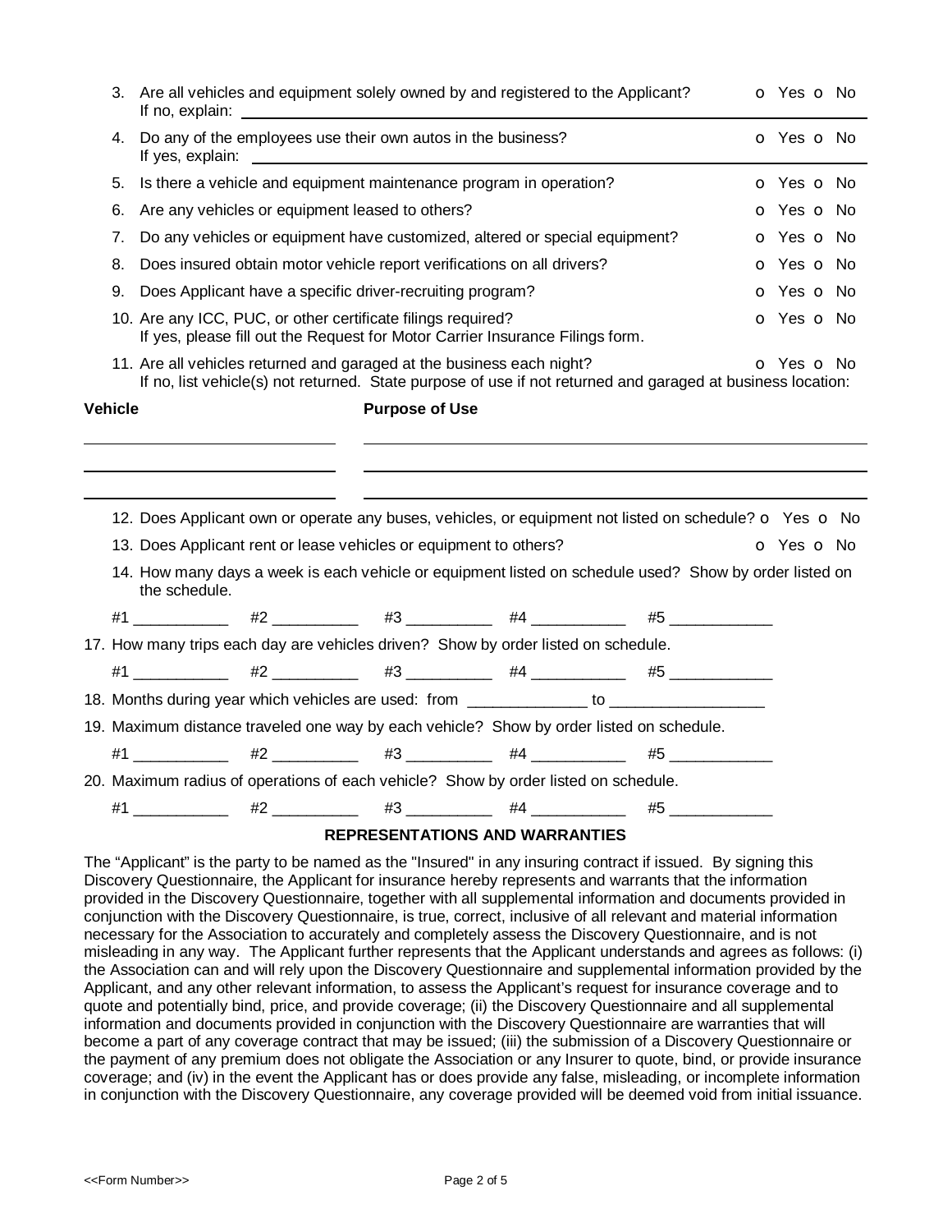3. Are all vehicles and equipment solely owned by and registered to the Applicant? o Yes o No
   If no, explain: ______________________________________________

4. Do any of the employees use their own autos in the business? o Yes o No
   If yes, explain: ______________________________________________

5. Is there a vehicle and equipment maintenance program in operation? o Yes o No

6. Are any vehicles or equipment leased to others? o Yes o No

7. Do any vehicles or equipment have customized, altered or special equipment? o Yes o No

8. Does insured obtain motor vehicle report verifications on all drivers? o Yes o No

9. Does Applicant have a specific driver-recruiting program? o Yes o No

10. Are any ICC, PUC, or other certificate filings required? o Yes o No
    If yes, please fill out the Request for Motor Carrier Insurance Filings form.

11. Are all vehicles returned and garaged at the business each night? o Yes o No
    If no, list vehicle(s) not returned. State purpose of use if not returned and garaged at business location:

| **Vehicle** | **Purpose of Use** |
|---|---|
| | |
| | |
| | |

12. Does Applicant own or operate any buses, vehicles, or equipment not listed on schedule? o Yes o No

13. Does Applicant rent or lease vehicles or equipment to others? o Yes o No

14. How many days a week is each vehicle or equipment listed on schedule used? Show by order listed on the schedule.

    #1 ___________ #2 __________ #3 __________ #4 ___________ #5 ____________

17. How many trips each day are vehicles driven? Show by order listed on schedule.

    #1 ___________ #2 __________ #3 __________ #4 ___________ #5 ____________

18. Months during year which vehicles are used: from ______________ to __________________

19. Maximum distance traveled one way by each vehicle? Show by order listed on schedule.

    #1 ___________ #2 __________ #3 __________ #4 ___________ #5 ____________

20. Maximum radius of operations of each vehicle? Show by order listed on schedule.

    #1 ___________ #2 __________ #3 __________ #4 ___________ #5 ____________

## REPRESENTATIONS AND WARRANTIES

The "Applicant" is the party to be named as the "Insured" in any insuring contract if issued. By signing this Discovery Questionnaire, the Applicant for insurance hereby represents and warrants that the information provided in the Discovery Questionnaire, together with all supplemental information and documents provided in conjunction with the Discovery Questionnaire, is true, correct, inclusive of all relevant and material information necessary for the Association to accurately and completely assess the Discovery Questionnaire, and is not misleading in any way. The Applicant further represents that the Applicant understands and agrees as follows: (i) the Association can and will rely upon the Discovery Questionnaire and supplemental information provided by the Applicant, and any other relevant information, to assess the Applicant's request for insurance coverage and to quote and potentially bind, price, and provide coverage; (ii) the Discovery Questionnaire and all supplemental information and documents provided in conjunction with the Discovery Questionnaire are warranties that will become a part of any coverage contract that may be issued; (iii) the submission of a Discovery Questionnaire or the payment of any premium does not obligate the Association or any Insurer to quote, bind, or provide insurance coverage; and (iv) in the event the Applicant has or does provide any false, misleading, or incomplete information in conjunction with the Discovery Questionnaire, any coverage provided will be deemed void from initial issuance.

<<Form Number>>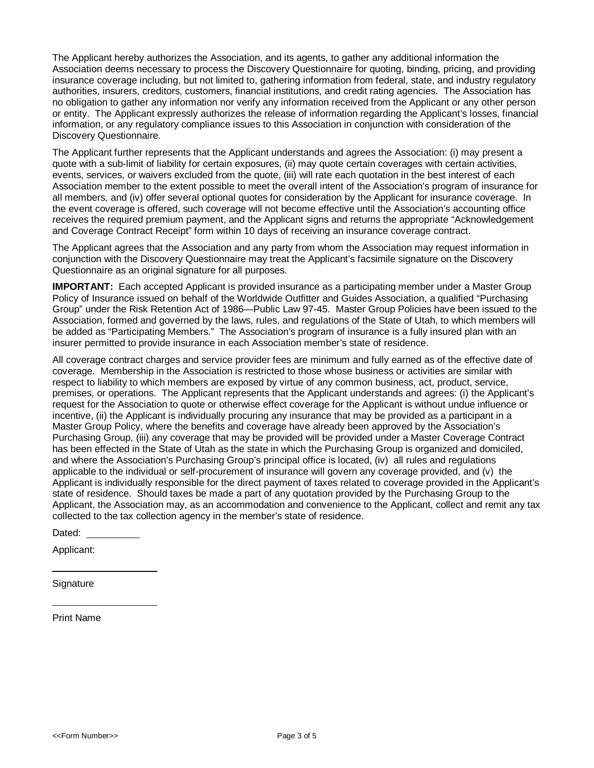The Applicant hereby authorizes the Association, and its agents, to gather any additional information the Association deems necessary to process the Discovery Questionnaire for quoting, binding, pricing, and providing insurance coverage including, but not limited to, gathering information from federal, state, and industry regulatory authorities, insurers, creditors, customers, financial institutions, and credit rating agencies. The Association has no obligation to gather any information nor verify any information received from the Applicant or any other person or entity. The Applicant expressly authorizes the release of information regarding the Applicant's losses, financial information, or any regulatory compliance issues to this Association in conjunction with consideration of the Discovery Questionnaire.

The Applicant further represents that the Applicant understands and agrees the Association: (i) may present a quote with a sub-limit of liability for certain exposures, (ii) may quote certain coverages with certain activities, events, services, or waivers excluded from the quote, (iii) will rate each quotation in the best interest of each Association member to the extent possible to meet the overall intent of the Association's program of insurance for all members, and (iv) offer several optional quotes for consideration by the Applicant for insurance coverage. In the event coverage is offered, such coverage will not become effective until the Association's accounting office receives the required premium payment, and the Applicant signs and returns the appropriate "Acknowledgement and Coverage Contract Receipt" form within 10 days of receiving an insurance coverage contract.

The Applicant agrees that the Association and any party from whom the Association may request information in conjunction with the Discovery Questionnaire may treat the Applicant's facsimile signature on the Discovery Questionnaire as an original signature for all purposes.

**IMPORTANT:** Each accepted Applicant is provided insurance as a participating member under a Master Group Policy of Insurance issued on behalf of the Worldwide Outfitter and Guides Association, a qualified "Purchasing Group" under the Risk Retention Act of 1986—Public Law 97-45. Master Group Policies have been issued to the Association, formed and governed by the laws, rules, and regulations of the State of Utah, to which members will be added as "Participating Members." The Association's program of insurance is a fully insured plan with an insurer permitted to provide insurance in each Association member's state of residence.

All coverage contract charges and service provider fees are minimum and fully earned as of the effective date of coverage. Membership in the Association is restricted to those whose business or activities are similar with respect to liability to which members are exposed by virtue of any common business, act, product, service, premises, or operations. The Applicant represents that the Applicant understands and agrees: (i) the Applicant's request for the Association to quote or otherwise effect coverage for the Applicant is without undue influence or incentive, (ii) the Applicant is individually procuring any insurance that may be provided as a participant in a Master Group Policy, where the benefits and coverage have already been approved by the Association's Purchasing Group, (iii) any coverage that may be provided will be provided under a Master Coverage Contract has been effected in the State of Utah as the state in which the Purchasing Group is organized and domiciled, and where the Association's Purchasing Group's principal office is located, (iv) all rules and regulations applicable to the individual or self-procurement of insurance will govern any coverage provided, and (v) the Applicant is individually responsible for the direct payment of taxes related to coverage provided in the Applicant's state of residence. Should taxes be made a part of any quotation provided by the Purchasing Group to the Applicant, the Association may, as an accommodation and convenience to the Applicant, collect and remit any tax collected to the tax collection agency in the member's state of residence.

Dated: __________

Applicant:

____________________

Signature

____________________

Print Name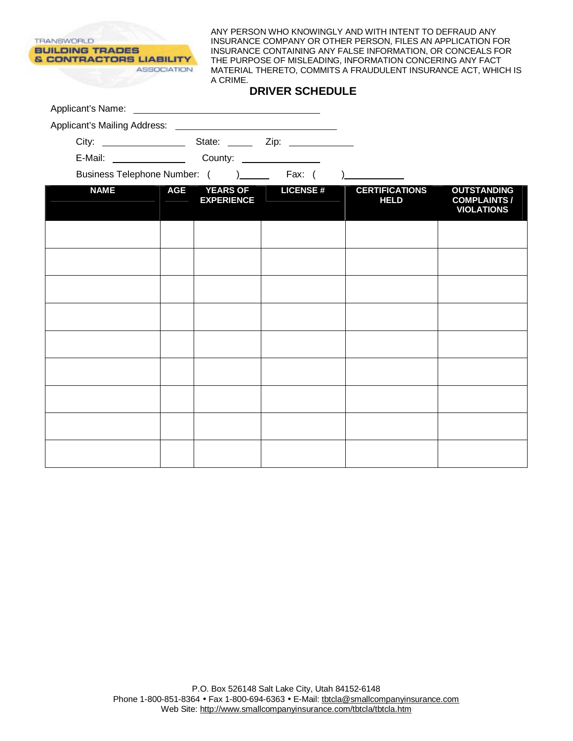TRANSWORLD BUILDING TRADES & CONTRACTORS LIABILITY ASSOCIATION

ANY PERSON WHO KNOWINGLY AND WITH INTENT TO DEFRAUD ANY INSURANCE COMPANY OR OTHER PERSON, FILES AN APPLICATION FOR INSURANCE CONTAINING ANY FALSE INFORMATION, OR CONCEALS FOR THE PURPOSE OF MISLEADING, INFORMATION CONCERING ANY FACT MATERIAL THERETO, COMMITS A FRAUDULENT INSURANCE ACT, WHICH IS A CRIME.

## DRIVER SCHEDULE

Applicant's Name: ____________________________________

Applicant's Mailing Address: ________________________________

City: ________________ State: _____ Zip: ____________

E-Mail: ______________ County: ________________

Business Telephone Number: (      ) ______ Fax: (      ) ___________

| NAME | AGE | YEARS OF EXPERIENCE | LICENSE # | CERTIFICATIONS HELD | OUTSTANDING COMPLAINTS / VIOLATIONS |
|---|---|---|---|---|---|
| | | | | | |
| | | | | | |
| | | | | | |
| | | | | | |
| | | | | | |
| | | | | | |
| | | | | | |
| | | | | | |
| | | | | | |

P.O. Box 526148 Salt Lake City, Utah 84152-6148
Phone 1-800-851-8364 • Fax 1-800-694-6363 • E-Mail: tbtcla@smallcompanyinsurance.com
Web Site: http://www.smallcompanyinsurance.com/tbtcla/tbtcla.htm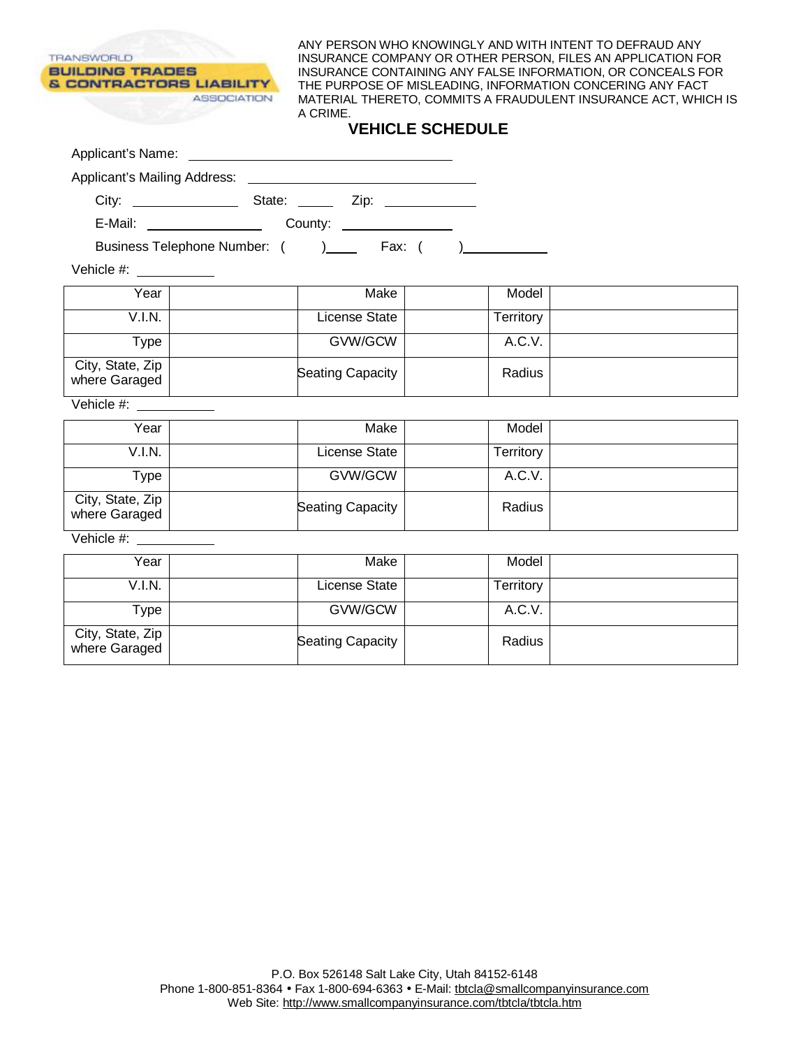TRANSWORLD BUILDING TRADES & CONTRACTORS LIABILITY ASSOCIATION

ANY PERSON WHO KNOWINGLY AND WITH INTENT TO DEFRAUD ANY INSURANCE COMPANY OR OTHER PERSON, FILES AN APPLICATION FOR INSURANCE CONTAINING ANY FALSE INFORMATION, OR CONCEALS FOR THE PURPOSE OF MISLEADING, INFORMATION CONCERING ANY FACT MATERIAL THERETO, COMMITS A FRAUDULENT INSURANCE ACT, WHICH IS A CRIME.

## VEHICLE SCHEDULE

Applicant's Name: ______________________________

Applicant's Mailing Address: ______________________________

City: ______________ State: _____ Zip: ____________

E-Mail: ______________ County: ______________

Business Telephone Number: ( ) ____ Fax: ( ) ___________

Vehicle #: __________

| | | | | | |
|---|---|---|---|---|---|
| Year | | Make | | Model | |
| V.I.N. | | License State | | Territory | |
| Type | | GVW/GCW | | A.C.V. | |
| City, State, Zip where Garaged | | Seating Capacity | | Radius | |

Vehicle #: __________

| | | | | | |
|---|---|---|---|---|---|
| Year | | Make | | Model | |
| V.I.N. | | License State | | Territory | |
| Type | | GVW/GCW | | A.C.V. | |
| City, State, Zip where Garaged | | Seating Capacity | | Radius | |

Vehicle #: __________

| | | | | | |
|---|---|---|---|---|---|
| Year | | Make | | Model | |
| V.I.N. | | License State | | Territory | |
| Type | | GVW/GCW | | A.C.V. | |
| City, State, Zip where Garaged | | Seating Capacity | | Radius | |

P.O. Box 526148 Salt Lake City, Utah 84152-6148
Phone 1-800-851-8364 • Fax 1-800-694-6363 • E-Mail: tbtcla@smallcompanyinsurance.com
Web Site: http://www.smallcompanyinsurance.com/tbtcla/tbtcla.htm